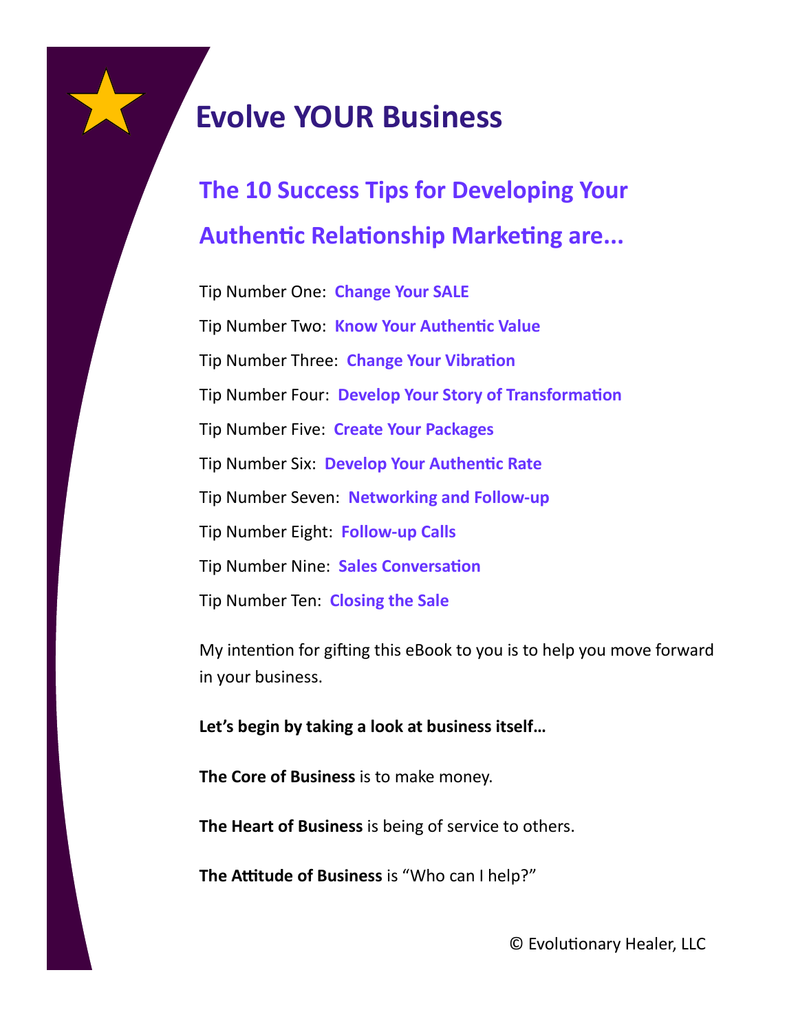# Evolve YOUR Business

## The 10 Success Tips for Developing Your Authentic Relationship Marketing are...

Tip Number One: **Change Your SALE**

Tip Number Two: **Know Your Authentic Value**

Tip Number Three: **Change Your Vibration**

Tip Number Four: **Develop Your Story of Transformation**

Tip Number Five: **Create Your Packages**

Tip Number Six: **Develop Your Authentic Rate**

Tip Number Seven: **Networking and Follow-up**

Tip Number Eight: **Follow-up Calls**

Tip Number Nine: **Sales Conversation**

Tip Number Ten: **Closing the Sale**

My intention for gifting this eBook to you is to help you move forward in your business.

**Let's begin by taking a look at business itself…**

**The Core of Business** is to make money.

**The Heart of Business** is being of service to others.

**The Attitude of Business** is "Who can I help?"

© Evolutionary Healer, LLC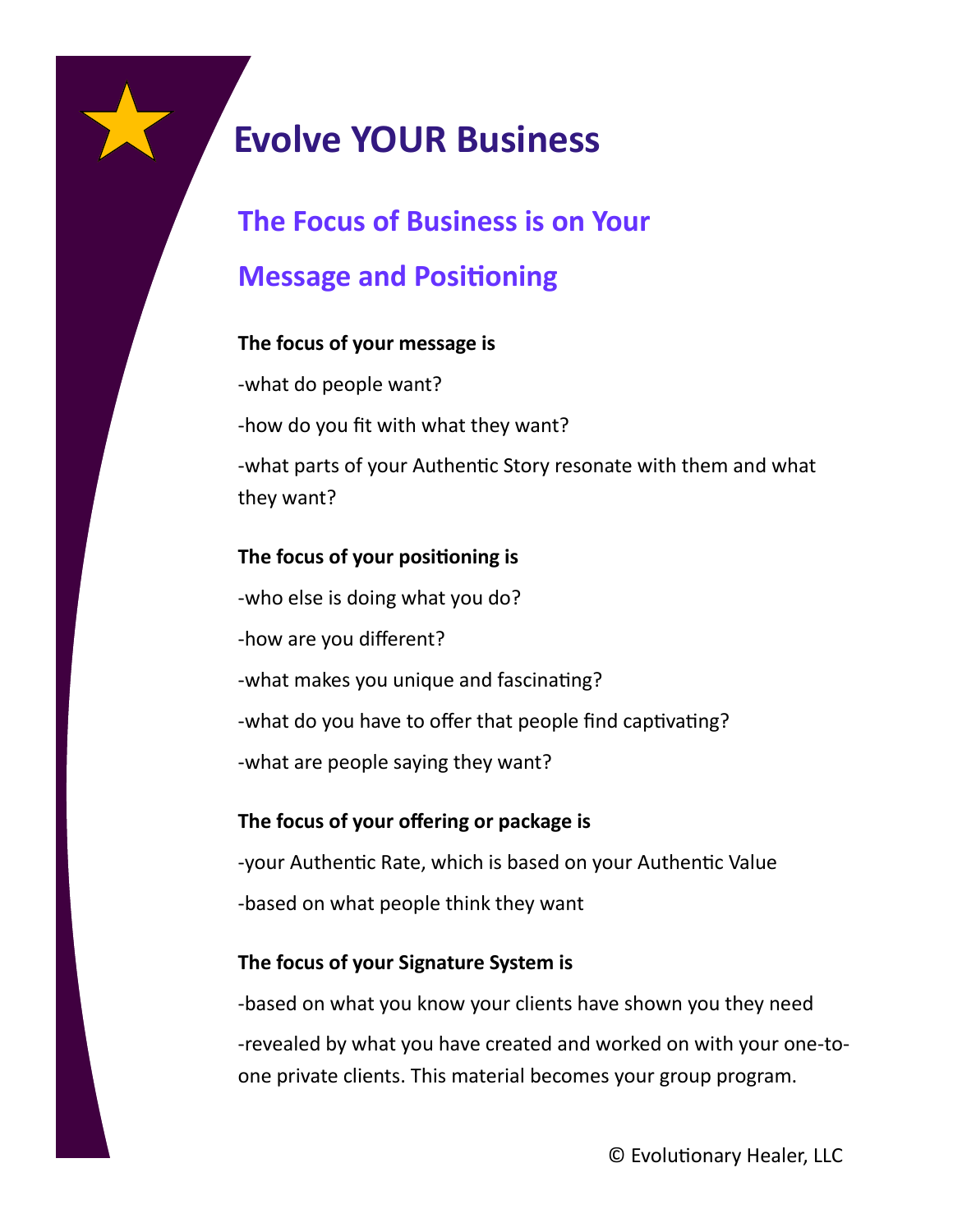# Evolve YOUR Business

## The Focus of Business is on Your Message and Positioning

**The focus of your message is**

-what do people want?

-how do you fit with what they want?

-what parts of your Authentic Story resonate with them and what they want?

**The focus of your positioning is**

-who else is doing what you do?

-how are you different?

-what makes you unique and fascinating?

-what do you have to offer that people find captivating?

-what are people saying they want?

**The focus of your offering or package is**

-your Authentic Rate, which is based on your Authentic Value

-based on what people think they want

**The focus of your Signature System is**

-based on what you know your clients have shown you they need

-revealed by what you have created and worked on with your one-to-one private clients. This material becomes your group program.

© Evolutionary Healer, LLC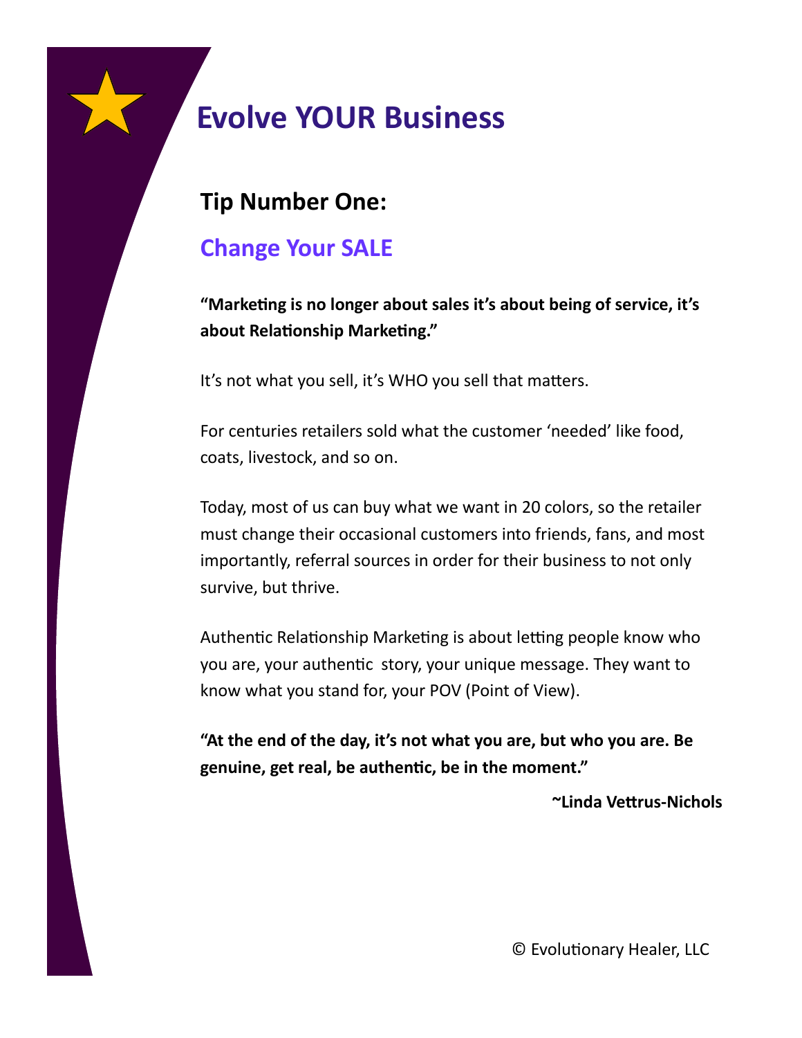# Evolve YOUR Business

## Tip Number One:

## Change Your SALE

**"Marketing is no longer about sales it's about being of service, it's about Relationship Marketing."**

It's not what you sell, it's WHO you sell that matters.

For centuries retailers sold what the customer 'needed' like food, coats, livestock, and so on.

Today, most of us can buy what we want in 20 colors, so the retailer must change their occasional customers into friends, fans, and most importantly, referral sources in order for their business to not only survive, but thrive.

Authentic Relationship Marketing is about letting people know who you are, your authentic story, your unique message. They want to know what you stand for, your POV (Point of View).

**"At the end of the day, it's not what you are, but who you are. Be genuine, get real, be authentic, be in the moment."**

**~Linda Vettrus-Nichols**

© Evolutionary Healer, LLC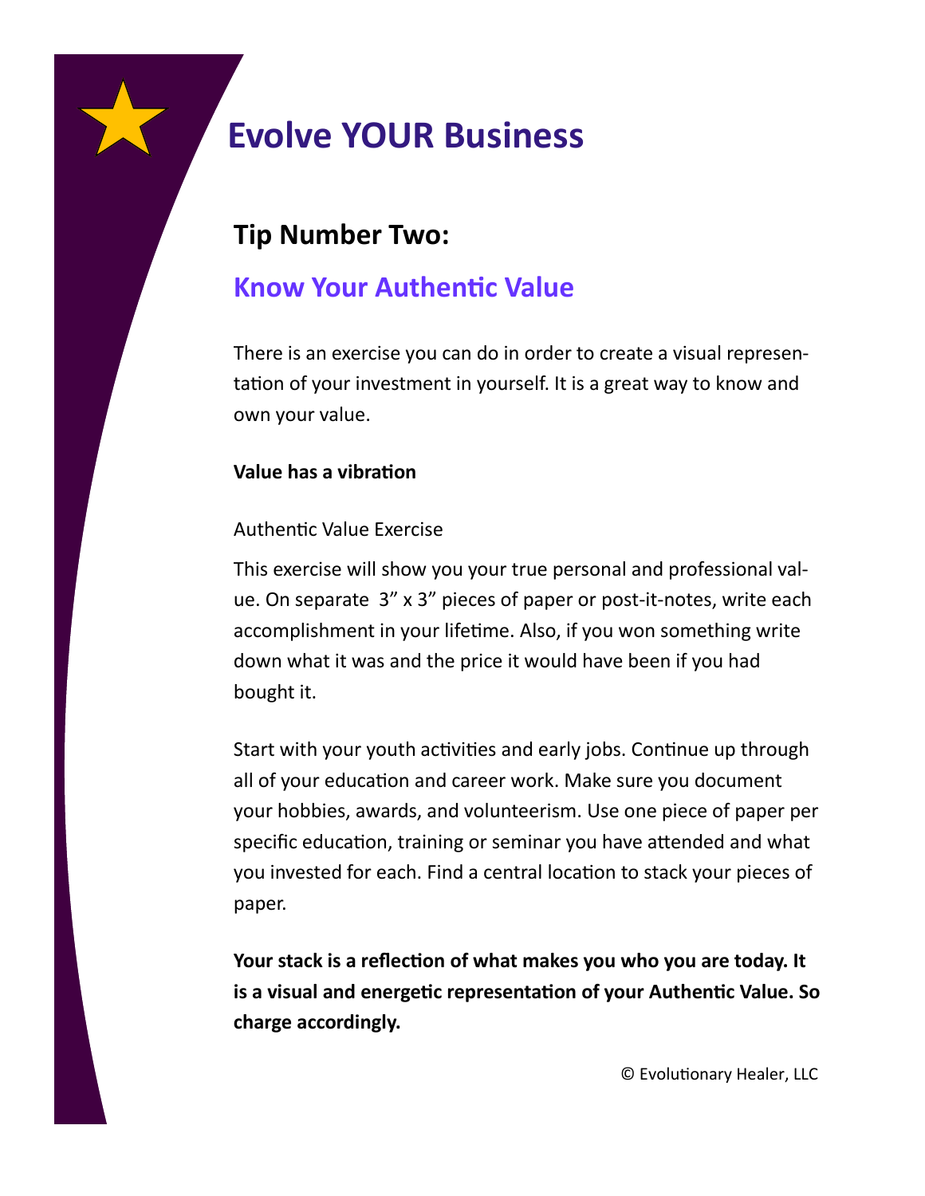# Evolve YOUR Business

## Tip Number Two:

## Know Your Authentic Value

There is an exercise you can do in order to create a visual representation of your investment in yourself. It is a great way to know and own your value.

**Value has a vibration**

Authentic Value Exercise

This exercise will show you your true personal and professional value. On separate 3" x 3" pieces of paper or post-it-notes, write each accomplishment in your lifetime. Also, if you won something write down what it was and the price it would have been if you had bought it.

Start with your youth activities and early jobs. Continue up through all of your education and career work. Make sure you document your hobbies, awards, and volunteerism. Use one piece of paper per specific education, training or seminar you have attended and what you invested for each. Find a central location to stack your pieces of paper.

**Your stack is a reflection of what makes you who you are today. It is a visual and energetic representation of your Authentic Value. So charge accordingly.**

© Evolutionary Healer, LLC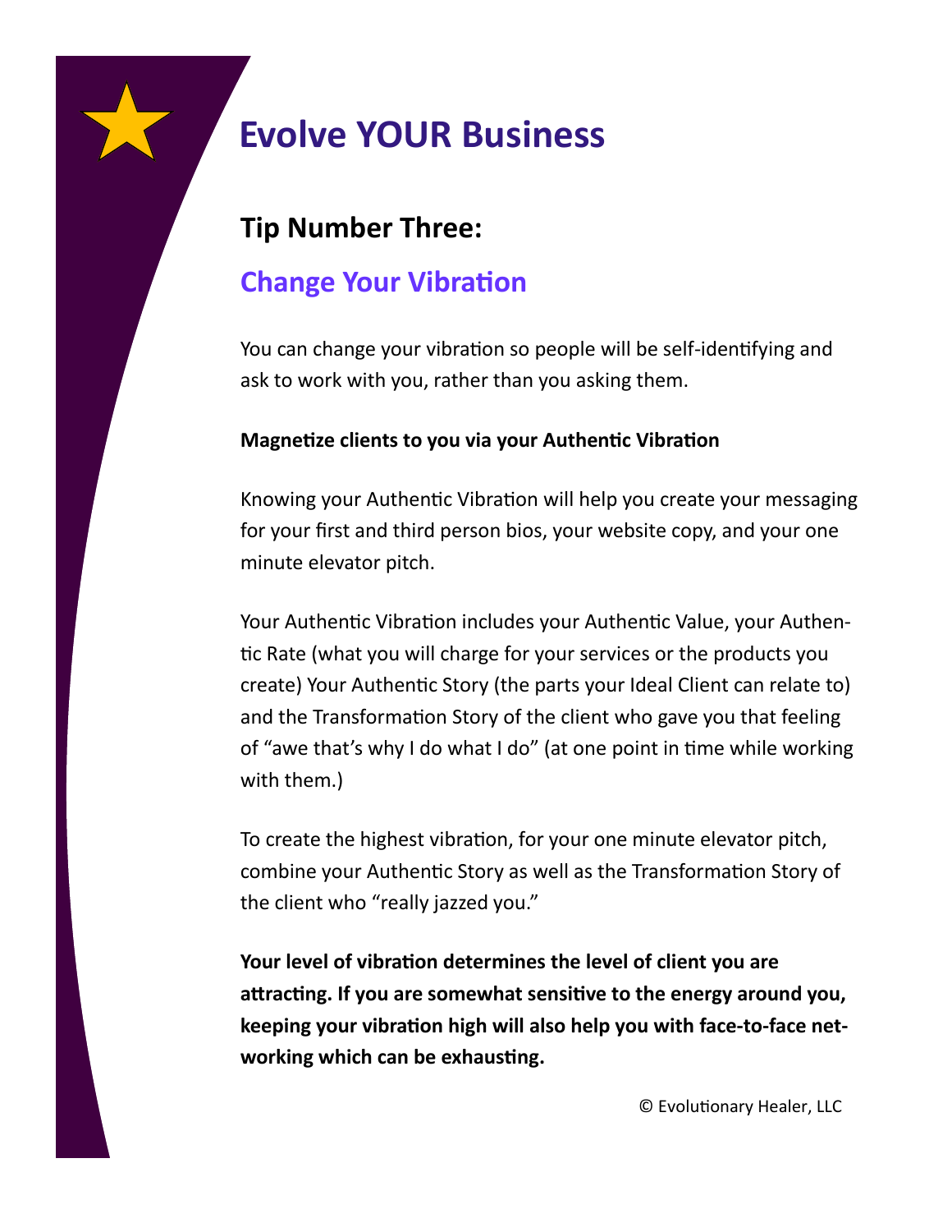# Evolve YOUR Business

## Tip Number Three:

## Change Your Vibration

You can change your vibration so people will be self-identifying and ask to work with you, rather than you asking them.

**Magnetize clients to you via your Authentic Vibration**

Knowing your Authentic Vibration will help you create your messaging for your first and third person bios, your website copy, and your one minute elevator pitch.

Your Authentic Vibration includes your Authentic Value, your Authentic Rate (what you will charge for your services or the products you create) Your Authentic Story (the parts your Ideal Client can relate to) and the Transformation Story of the client who gave you that feeling of "awe that's why I do what I do" (at one point in time while working with them.)

To create the highest vibration, for your one minute elevator pitch, combine your Authentic Story as well as the Transformation Story of the client who "really jazzed you."

**Your level of vibration determines the level of client you are attracting. If you are somewhat sensitive to the energy around you, keeping your vibration high will also help you with face-to-face networking which can be exhausting.**

© Evolutionary Healer, LLC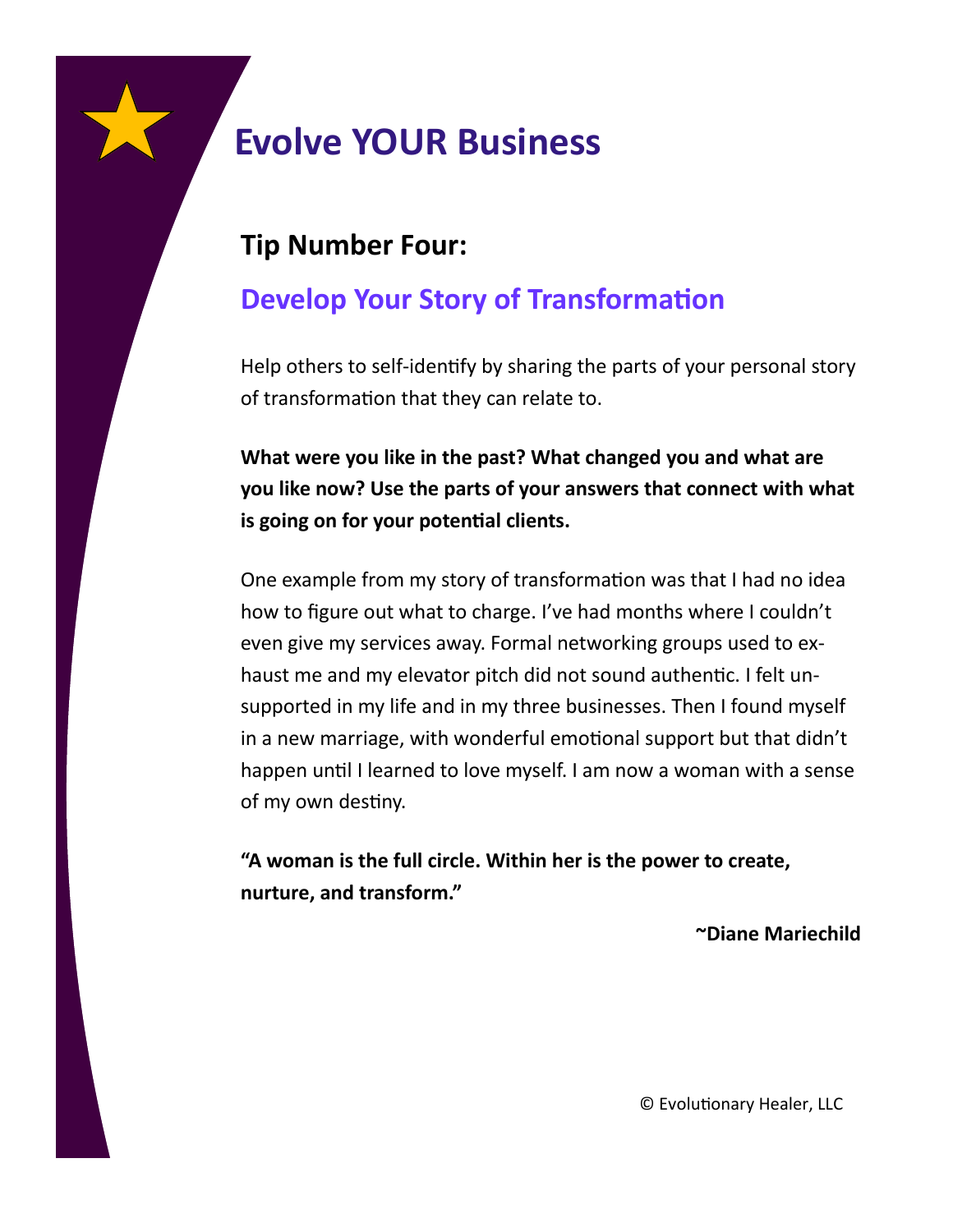# Evolve YOUR Business

## Tip Number Four:

### Develop Your Story of Transformation

Help others to self-identify by sharing the parts of your personal story of transformation that they can relate to.

**What were you like in the past? What changed you and what are you like now? Use the parts of your answers that connect with what is going on for your potential clients.**

One example from my story of transformation was that I had no idea how to figure out what to charge. I've had months where I couldn't even give my services away. Formal networking groups used to exhaust me and my elevator pitch did not sound authentic. I felt unsupported in my life and in my three businesses. Then I found myself in a new marriage, with wonderful emotional support but that didn't happen until I learned to love myself. I am now a woman with a sense of my own destiny.

**"A woman is the full circle. Within her is the power to create, nurture, and transform."**

**~Diane Mariechild**

© Evolutionary Healer, LLC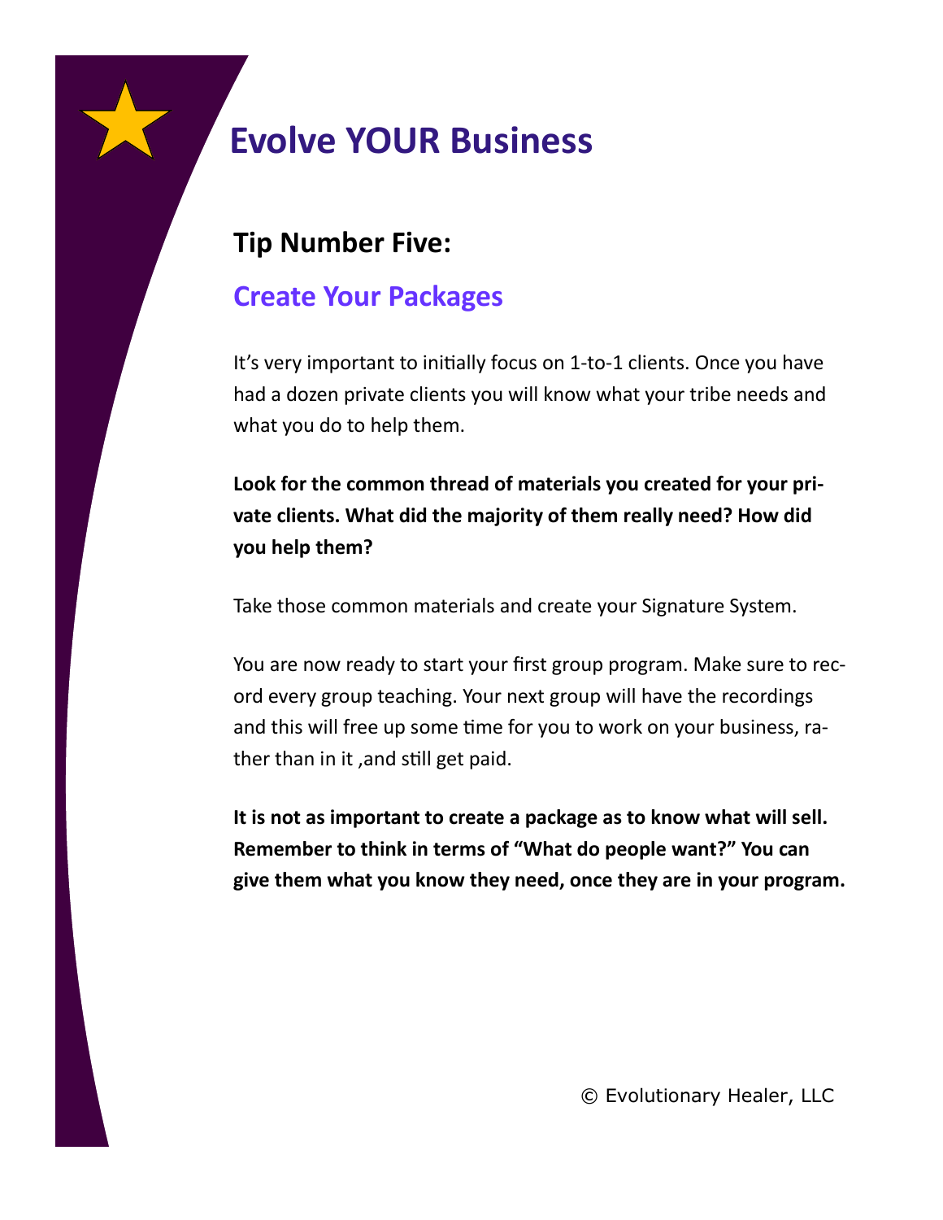# Evolve YOUR Business

## Tip Number Five:

## Create Your Packages

It's very important to initially focus on 1-to-1 clients. Once you have had a dozen private clients you will know what your tribe needs and what you do to help them.

**Look for the common thread of materials you created for your private clients. What did the majority of them really need? How did you help them?**

Take those common materials and create your Signature System.

You are now ready to start your first group program. Make sure to record every group teaching. Your next group will have the recordings and this will free up some time for you to work on your business, rather than in it ,and still get paid.

**It is not as important to create a package as to know what will sell. Remember to think in terms of "What do people want?" You can give them what you know they need, once they are in your program.**

© Evolutionary Healer, LLC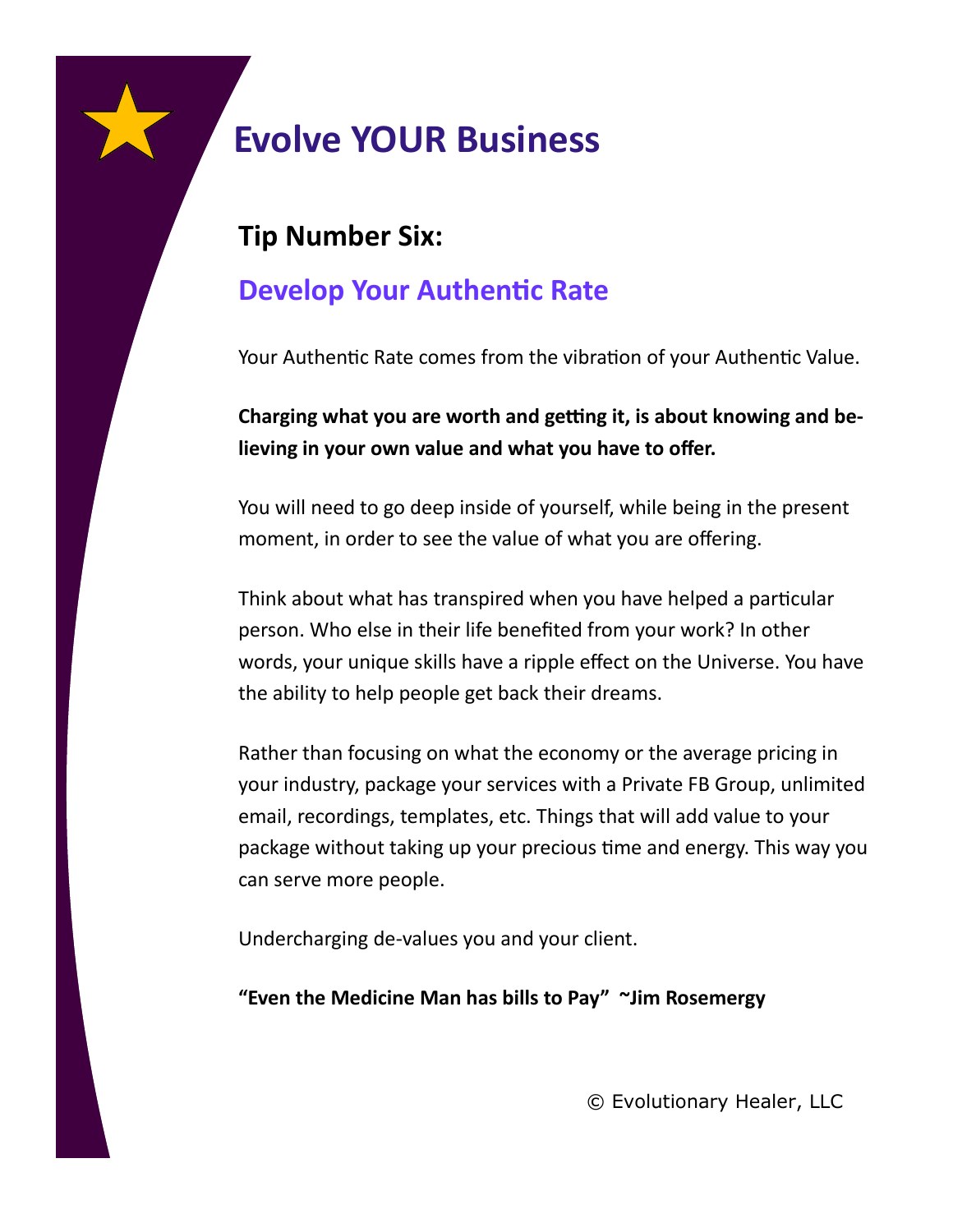# Evolve YOUR Business

## Tip Number Six:

## Develop Your Authentic Rate

Your Authentic Rate comes from the vibration of your Authentic Value.

**Charging what you are worth and getting it, is about knowing and believing in your own value and what you have to offer.**

You will need to go deep inside of yourself, while being in the present moment, in order to see the value of what you are offering.

Think about what has transpired when you have helped a particular person. Who else in their life benefited from your work? In other words, your unique skills have a ripple effect on the Universe. You have the ability to help people get back their dreams.

Rather than focusing on what the economy or the average pricing in your industry, package your services with a Private FB Group, unlimited email, recordings, templates, etc. Things that will add value to your package without taking up your precious time and energy. This way you can serve more people.

Undercharging de-values you and your client.

**"Even the Medicine Man has bills to Pay" ~Jim Rosemergy**

© Evolutionary Healer, LLC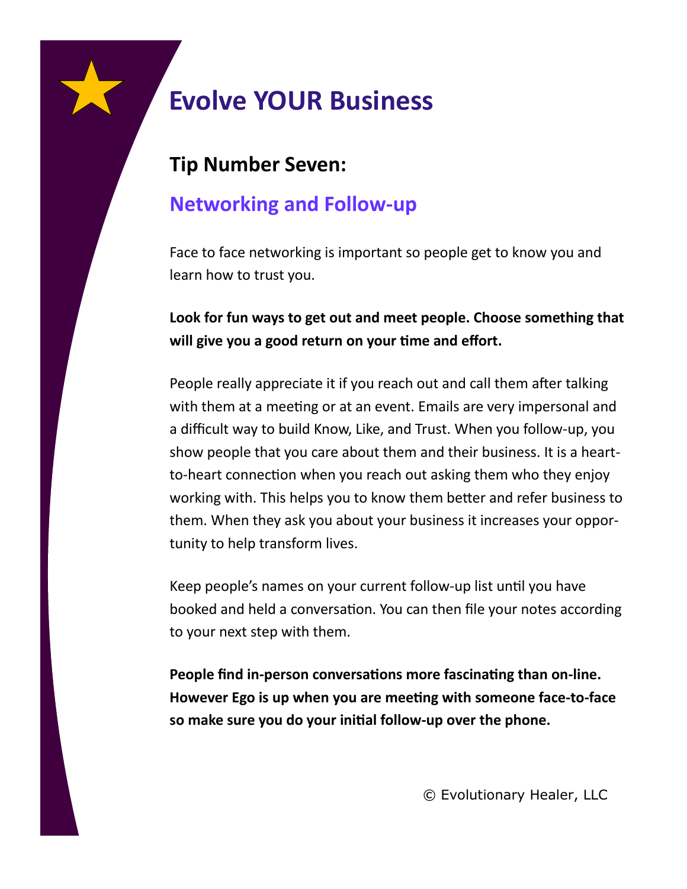# Evolve YOUR Business

## Tip Number Seven:

## Networking and Follow-up

Face to face networking is important so people get to know you and learn how to trust you.

**Look for fun ways to get out and meet people. Choose something that will give you a good return on your time and effort.**

People really appreciate it if you reach out and call them after talking with them at a meeting or at an event. Emails are very impersonal and a difficult way to build Know, Like, and Trust. When you follow-up, you show people that you care about them and their business. It is a heart-to-heart connection when you reach out asking them who they enjoy working with. This helps you to know them better and refer business to them. When they ask you about your business it increases your opportunity to help transform lives.

Keep people's names on your current follow-up list until you have booked and held a conversation. You can then file your notes according to your next step with them.

**People find in-person conversations more fascinating than on-line. However Ego is up when you are meeting with someone face-to-face so make sure you do your initial follow-up over the phone.**

© Evolutionary Healer, LLC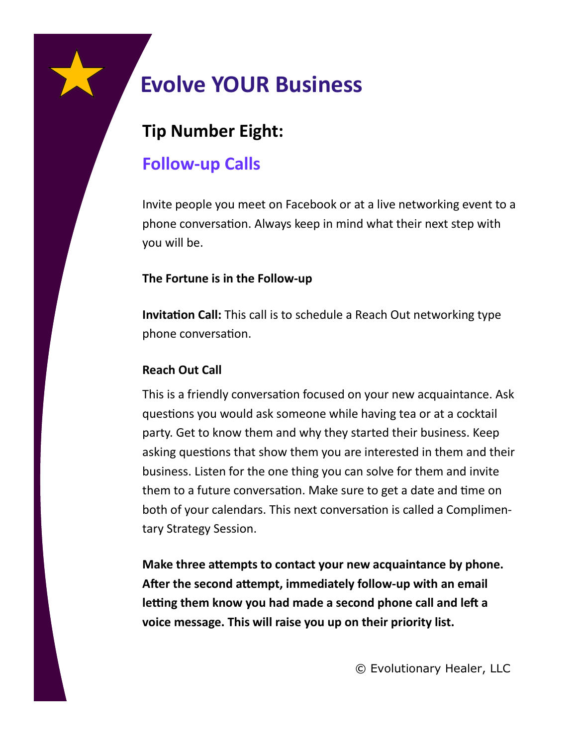# Evolve YOUR Business

## Tip Number Eight:

## Follow-up Calls

Invite people you meet on Facebook or at a live networking event to a phone conversation. Always keep in mind what their next step with you will be.

**The Fortune is in the Follow-up**

**Invitation Call:** This call is to schedule a Reach Out networking type phone conversation.

**Reach Out Call**

This is a friendly conversation focused on your new acquaintance. Ask questions you would ask someone while having tea or at a cocktail party. Get to know them and why they started their business. Keep asking questions that show them you are interested in them and their business. Listen for the one thing you can solve for them and invite them to a future conversation. Make sure to get a date and time on both of your calendars. This next conversation is called a Complimentary Strategy Session.

**Make three attempts to contact your new acquaintance by phone. After the second attempt, immediately follow-up with an email letting them know you had made a second phone call and left a voice message. This will raise you up on their priority list.**

© Evolutionary Healer, LLC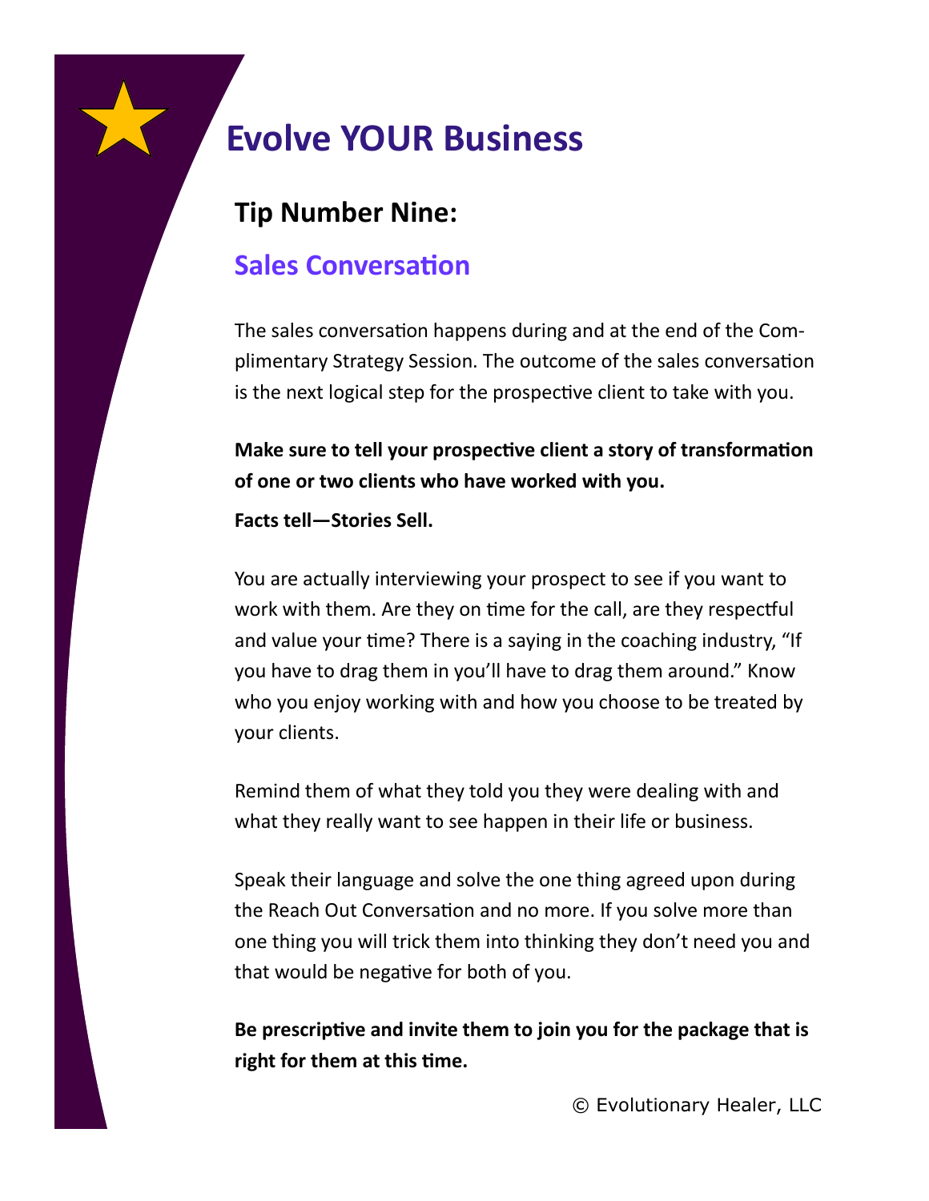# Evolve YOUR Business

## Tip Number Nine:

### Sales Conversation

The sales conversation happens during and at the end of the Complimentary Strategy Session. The outcome of the sales conversation is the next logical step for the prospective client to take with you.

**Make sure to tell your prospective client a story of transformation of one or two clients who have worked with you.**

**Facts tell—Stories Sell.**

You are actually interviewing your prospect to see if you want to work with them. Are they on time for the call, are they respectful and value your time? There is a saying in the coaching industry, "If you have to drag them in you'll have to drag them around." Know who you enjoy working with and how you choose to be treated by your clients.

Remind them of what they told you they were dealing with and what they really want to see happen in their life or business.

Speak their language and solve the one thing agreed upon during the Reach Out Conversation and no more. If you solve more than one thing you will trick them into thinking they don't need you and that would be negative for both of you.

**Be prescriptive and invite them to join you for the package that is right for them at this time.**

© Evolutionary Healer, LLC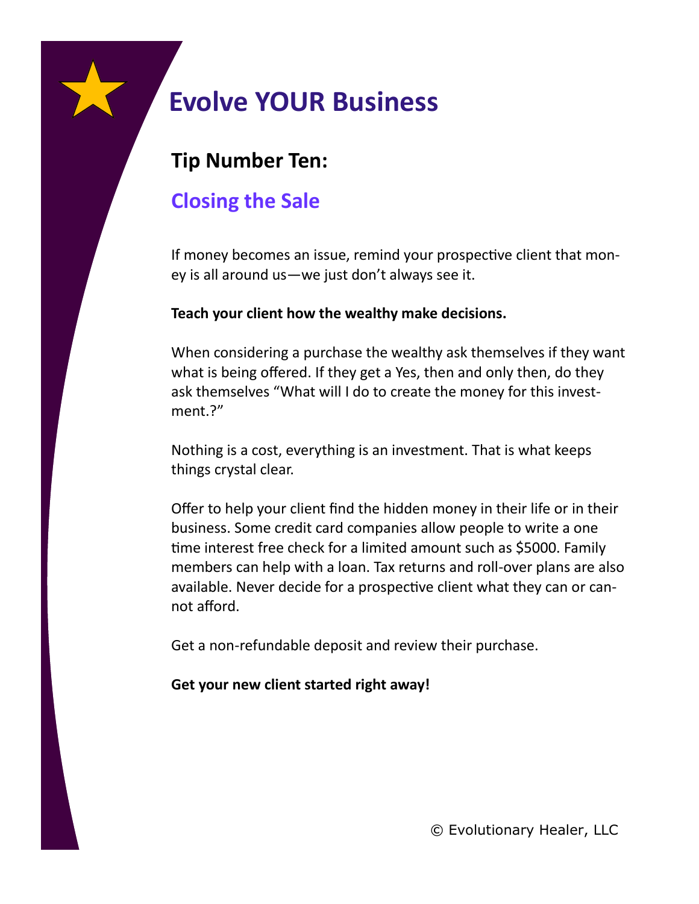# Evolve YOUR Business

## Tip Number Ten:

## Closing the Sale

If money becomes an issue, remind your prospective client that money is all around us—we just don't always see it.

**Teach your client how the wealthy make decisions.**

When considering a purchase the wealthy ask themselves if they want what is being offered. If they get a Yes, then and only then, do they ask themselves "What will I do to create the money for this investment.?"

Nothing is a cost, everything is an investment. That is what keeps things crystal clear.

Offer to help your client find the hidden money in their life or in their business. Some credit card companies allow people to write a one time interest free check for a limited amount such as $5000. Family members can help with a loan. Tax returns and roll-over plans are also available. Never decide for a prospective client what they can or cannot afford.

Get a non-refundable deposit and review their purchase.

**Get your new client started right away!**

© Evolutionary Healer, LLC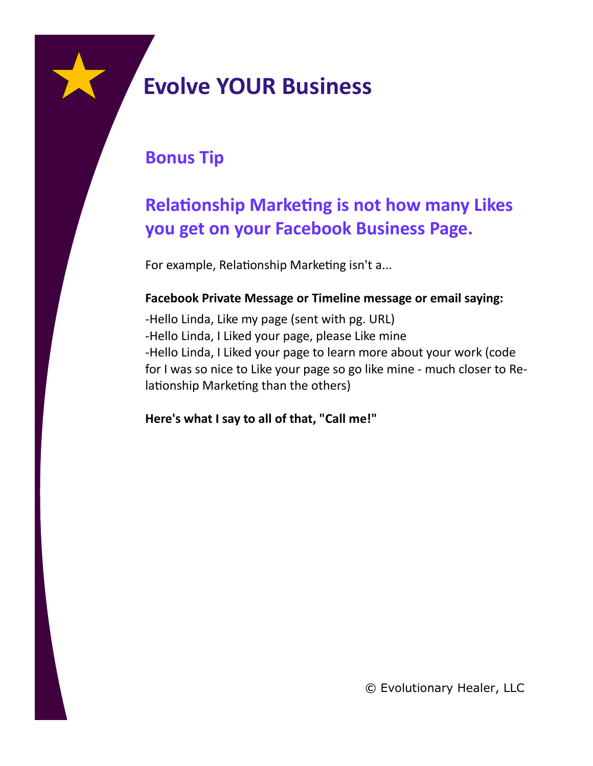# Evolve YOUR Business

## Bonus Tip

## Relationship Marketing is not how many Likes you get on your Facebook Business Page.

For example, Relationship Marketing isn't a...

**Facebook Private Message or Timeline message or email saying:**

-Hello Linda, Like my page (sent with pg. URL)
-Hello Linda, I Liked your page, please Like mine
-Hello Linda, I Liked your page to learn more about your work (code for I was so nice to Like your page so go like mine - much closer to Relationship Marketing than the others)

**Here's what I say to all of that, "Call me!"**

© Evolutionary Healer, LLC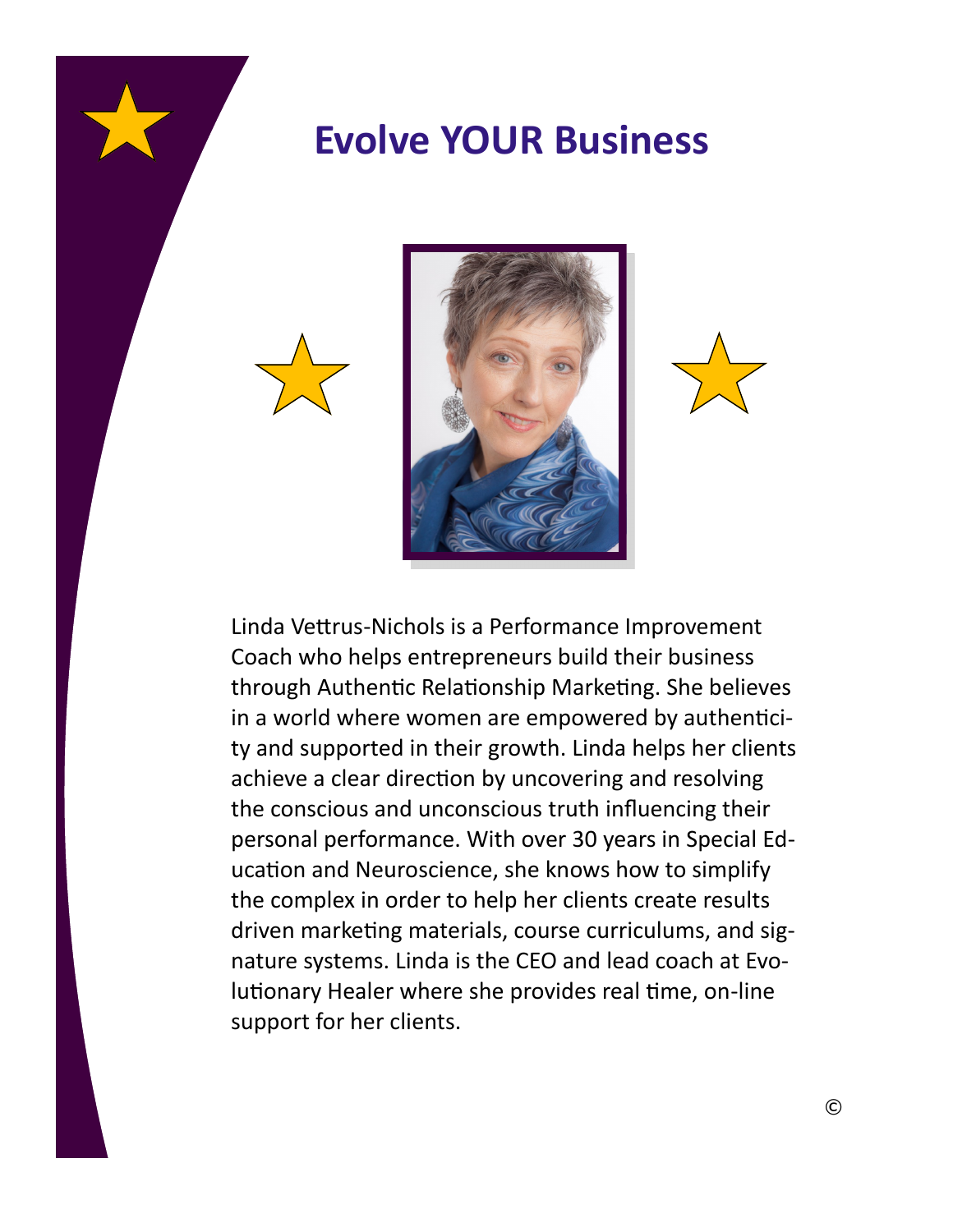# Evolve YOUR Business

Linda Vettrus-Nichols is a Performance Improvement Coach who helps entrepreneurs build their business through Authentic Relationship Marketing. She believes in a world where women are empowered by authenticity and supported in their growth. Linda helps her clients achieve a clear direction by uncovering and resolving the conscious and unconscious truth influencing their personal performance. With over 30 years in Special Education and Neuroscience, she knows how to simplify the complex in order to help her clients create results driven marketing materials, course curriculums, and signature systems. Linda is the CEO and lead coach at Evolutionary Healer where she provides real time, on-line support for her clients.

©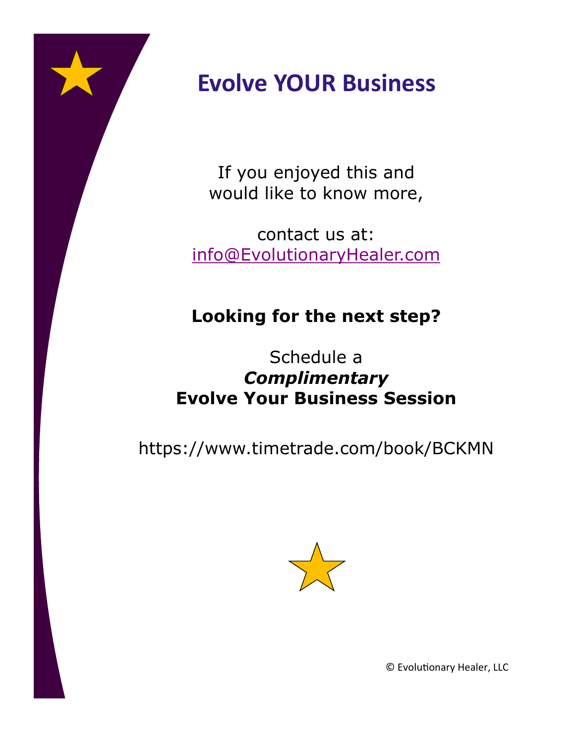# Evolve YOUR Business

If you enjoyed this and
would like to know more,

contact us at:
info@EvolutionaryHealer.com

**Looking for the next step?**

Schedule a
***Complimentary***
**Evolve Your Business Session**

https://www.timetrade.com/book/BCKMN

© Evolutionary Healer, LLC